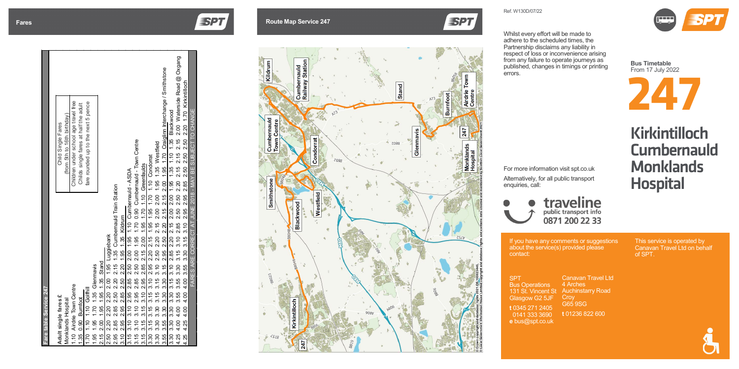## Fares

### Fare table Service 247

**Adult single fares £**

| Stop | Monklands Hospital | Airdrie Town Centre | Burnfoot | Golfhill | Glenmavis | Stand | Luggiebank | Cumbernauld Train Station | Kildrum | Cumbernauld - ASDA | Cumbernauld - Town Centre | Greenfaulds | Condorrat | Westfield | Craiglinn Interchange / Smithstone | Blackwood | Waterside Road @ Oxgang |
|---|---|---|---|---|---|---|---|---|---|---|---|---|---|---|---|---|---|
| Monklands Hospital | | | | | | | | | | | | | | | | | |
| Airdrie Town Centre | 1.10 | | | | | | | | | | | | | | | | |
| Burnfoot | 1.35 | 0.90 | | | | | | | | | | | | | | | |
| Golfhill | 1.70 | 1.10 | 1.10 | | | | | | | | | | | | | | |
| Glenmavis | 1.95 | 1.95 | 1.70 | 1.35 | | | | | | | | | | | | | |
| Stand | 2.15 | 2.00 | 1.95 | 1.95 | 1.35 | | | | | | | | | | | | |
| Luggiebank | 2.50 | 2.20 | 2.20 | 2.20 | 2.00 | 1.95 | | | | | | | | | | | |
| Cumbernauld Train Station | 2.95 | 2.85 | 2.85 | 2.50 | 2.20 | 2.15 | 1.35 | | | | | | | | | | |
| Kildrum | 3.10 | 2.95 | 2.95 | 2.85 | 2.50 | 2.20 | 1.95 | 1.35 | | | | | | | | | |
| Cumbernauld - ASDA | 3.15 | 3.10 | 3.10 | 2.95 | 2.85 | 2.50 | 2.00 | 1.95 | 1.10 | | | | | | | | |
| Cumbernauld - Town Centre | 3.15 | 3.10 | 3.10 | 2.95 | 2.85 | 2.50 | 2.00 | 1.95 | 1.70 | 0.90 | | | | | | | |
| Greenfaulds | 3.15 | 3.15 | 3.15 | 3.10 | 2.95 | 2.85 | 2.15 | 2.00 | 1.95 | 1.70 | 1.10 | | | | | | |
| Condorrat | 3.30 | 3.15 | 3.15 | 3.15 | 3.10 | 2.95 | 2.20 | 2.15 | 1.95 | 1.95 | 1.70 | 1.10 | | | | | |
| Westfield | 3.30 | 3.30 | 3.30 | 3.15 | 3.15 | 3.10 | 2.50 | 2.20 | 2.15 | 2.00 | 2.00 | 1.95 | 1.35 | | | | |
| Craiglinn Interchange / Smithstone | 3.55 | 3.55 | 3.30 | 3.30 | 3.15 | 3.15 | 2.95 | 2.50 | 2.20 | 2.15 | 2.15 | 2.00 | 1.95 | 1.70 | | | |
| Blackwood | 3.30 | 3.30 | 3.30 | 3.15 | 3.15 | 3.10 | 2.85 | 2.20 | 2.15 | 2.00 | 2.00 | 1.95 | 1.35 | 1.10 | 1.35 | | |
| Waterside Road @ Oxgang | 4.25 | 4.00 | 4.00 | 3.55 | 3.30 | 3.15 | 3.15 | 3.10 | 2.85 | 2.50 | 2.50 | 2.20 | 2.15 | 2.15 | 2.15 | 2.00 | |
| Kirkintilloch | 4.25 | 4.25 | 4.00 | 4.00 | 3.55 | 3.30 | 3.15 | 3.15 | 3.10 | 2.95 | 2.95 | 2.85 | 2.50 | 2.50 | 2.50 | 2.20 | 1.70 |

**Child Single Fares**
(from 5th to 16th birthday)

Children under school age travel free
Childs single fares at half the adult fare rounded up to the next 5 pence

FARES ARE CORRECT AT JUNE 2018 - MAY BE SUBJECT TO CHANGE

## Route Map Service 247

© Crown copyright and database rights 2021 OS 100023445. © Local Government Information House Limited copyright and database rights and contains data created and maintained by Scottish Local Government 2021.

Ref. W130D/07/22

Whilst every effort will be made to adhere to the scheduled times, the Partnership disclaims any liability in respect of loss or inconvenience arising from any failure to operate journeys as published, changes in timings or printing errors.

For more information visit spt.co.uk

Alternatively, for all public transport enquiries, call:

**traveline** public transport info **0871 200 22 33**

If you have any comments or suggestions about the service(s) provided please contact:

SPT
Bus Operations
131 St. Vincent St
Glasgow G2 5JF
t 0345 271 2405
0141 333 3690
e bus@spt.co.uk

Canavan Travel Ltd
4 Arches
Auchinstarry Road
Croy
G65 9SG
t 01236 822 600

**Bus Timetable**
From 17 July 2022

# 247

# Kirkintilloch Cumbernauld Monklands Hospital

This service is operated by Canavan Travel Ltd on behalf of SPT.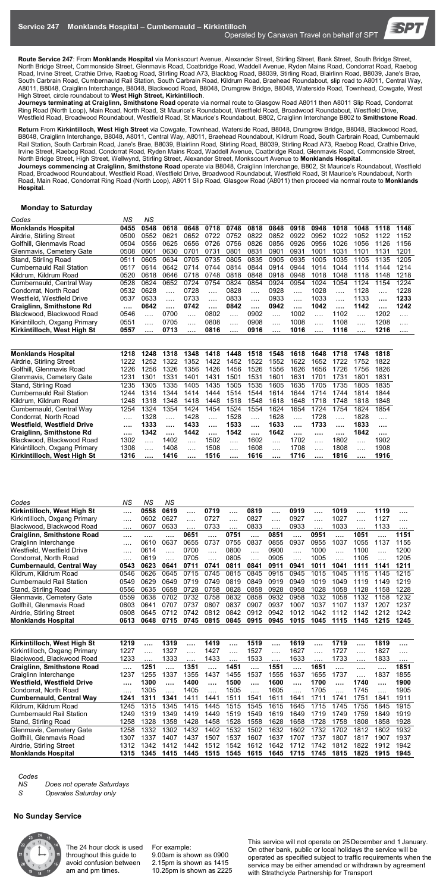## Service 247 Monklands Hospital – Cumbernauld – Kirkintilloch

Operated by Canavan Travel on behalf of SPT

**Route Service 247**: From **Monklands Hospital** via Monkscourt Avenue, Alexander Street, Stirling Street, Bank Street, South Bridge Street, North Bridge Street, Commonside Street, Glenmavis Road, Coatbridge Road, Waddell Avenue, Ryden Mains Road, Condorrat Road, Raebog Road, Irvine Street, Crathie Drive, Raebog Road, Stirling Road A73, Blackbog Road, B8039, Stirling Road, Blairlinn Road, B8039, Jane's Brae, South Carbrain Road, Cumbernauld Rail Station, South Carbrain Road, Kildrum Road, Braehead Roundabout, slip road to A8011, Central Way, A8011, B8048, Craiglinn Interchange, B8048, Blackwood Road, B8048, Drumgrew Bridge, B8048, Waterside Road, Townhead, Cowgate, West High Street, circle roundabout to **West High Street, Kirkintilloch**.

**Journeys terminating at Craiglinn, Smithstone Road** operate via normal route to Glasgow Road A8011 then A8011 Slip Road, Condorrat Ring Road (North Loop), Main Road, North Road, St Maurice's Roundabout, Westfield Road, Broadwood Roundabout, Westfield Drive, Westfield Road, Broadwood Roundabout, Westfield Road, St Maurice's Roundabout, B802, Craiglinn Interchange B802 to **Smithstone Road**.

**Return** From **Kirkintilloch, West High Street** via Cowgate, Townhead, Waterside Road, B8048, Drumgrew Bridge, B8048, Blackwood Road, B8048, Craiglinn Interchange, B8048, A8011, Central Way, A8011, Braehead Roundabout, Kildrum Road, South Carbrain Road, Cumbernauld Rail Station, South Carbrain Road, Jane's Brae, B8039, Blairlinn Road, Stirling Road, B8039, Stirling Road A73, Raebog Road, Crathie Drive, Irvine Street, Raebog Road, Condorrat Road, Ryden Mains Road, Waddell Avenue, Coatbridge Road, Glenmavis Road, Commonside Street, North Bridge Street, High Street, Wellwynd, Stirling Street, Alexander Street, Monkscourt Avenue to **Monklands Hospital**.

**Journeys commencing at Craiglinn, Smithstone Road** operate via B8048, Craiglinn Interchange, B802, St Maurice's Roundabout, Westfield Road, Broadwood Roundabout, Westfield Road, Westfield Drive, Broadwood Roundabout, Westfield Road, St Maurice's Roundabout, North Road, Main Road, Condorrat Ring Road (North Loop), A8011 Slip Road, Glasgow Road (A8011) then proceed via normal route to **Monklands Hospital**.

### Monday to Saturday

| Codes | NS | NS | | | | | | | | | | | | |
|---|---|---|---|---|---|---|---|---|---|---|---|---|---|---|
| **Monklands Hospital** | **0455** | **0548** | **0618** | **0648** | **0718** | **0748** | **0818** | **0848** | **0918** | **0948** | **1018** | **1048** | **1118** | **1148** |
| Airdrie, Stirling Street | 0500 | 0552 | 0621 | 0652 | 0722 | 0752 | 0822 | 0852 | 0922 | 0952 | 1022 | 1052 | 1122 | 1152 |
| Golfhill, Glenmavis Road | 0504 | 0556 | 0625 | 0656 | 0726 | 0756 | 0826 | 0856 | 0926 | 0956 | 1026 | 1056 | 1126 | 1156 |
| Glenmavis, Cemetery Gate | 0508 | 0601 | 0630 | 0701 | 0731 | 0801 | 0831 | 0901 | 0931 | 1001 | 1031 | 1101 | 1131 | 1201 |
| Stand, Stirling Road | 0511 | 0605 | 0634 | 0705 | 0735 | 0805 | 0835 | 0905 | 0935 | 1005 | 1035 | 1105 | 1135 | 1205 |
| Cumbernauld Rail Station | 0517 | 0614 | 0642 | 0714 | 0744 | 0814 | 0844 | 0914 | 0944 | 1014 | 1044 | 1114 | 1144 | 1214 |
| Kildrum, Kildrum Road | 0520 | 0618 | 0646 | 0718 | 0748 | 0818 | 0848 | 0918 | 0948 | 1018 | 1048 | 1118 | 1148 | 1218 |
| Cumbernauld, Central Way | 0528 | 0624 | 0652 | 0724 | 0754 | 0824 | 0854 | 0924 | 0954 | 1024 | 1054 | 1124 | 1154 | 1224 |
| Condorrat, North Road | 0532 | 0628 | .... | 0728 | .... | 0828 | .... | 0928 | .... | 1028 | .... | 1128 | .... | 1228 |
| Westfield, Westfield Drive | 0537 | 0633 | .... | 0733 | .... | 0833 | .... | 0933 | .... | 1033 | .... | 1133 | .... | **1233** |
| **Craiglinn, Smithstone Rd** | **....** | **0642** | **....** | **0742** | **....** | **0842** | **....** | **0942** | **....** | **1042** | **....** | **1142** | **....** | **1242** |
| Blackwood, Blackwood Road | 0546 | .... | 0700 | .... | 0802 | .... | 0902 | .... | 1002 | .... | 1102 | .... | 1202 | .... |
| Kirkintilloch, Oxgang Primary | 0551 | .... | 0705 | .... | 0808 | .... | 0908 | .... | 1008 | .... | 1108 | .... | 1208 | .... |
| **Kirkintilloch, West High St** | **0557** | **....** | **0713** | **....** | **0816** | **....** | **0916** | **....** | **1016** | **....** | **1116** | **....** | **1216** | **....** |

| | | | | | | | | | | | | | | |
|---|---|---|---|---|---|---|---|---|---|---|---|---|---|---|
| **Monklands Hospital** | **1218** | **1248** | **1318** | **1348** | **1418** | **1448** | **1518** | **1548** | **1618** | **1648** | **1718** | **1748** | **1818** | |
| Airdrie, Stirling Street | 1222 | 1252 | 1322 | 1352 | 1422 | 1452 | 1522 | 1552 | 1622 | 1652 | 1722 | 1752 | 1822 | |
| Golfhill, Glenmavis Road | 1226 | 1256 | 1326 | 1356 | 1426 | 1456 | 1526 | 1556 | 1626 | 1656 | 1726 | 1756 | 1826 | |
| Glenmavis, Cemetery Gate | 1231 | 1301 | 1331 | 1401 | 1431 | 1501 | 1531 | 1601 | 1631 | 1701 | 1731 | 1801 | 1831 | |
| Stand, Stirling Road | 1235 | 1305 | 1335 | 1405 | 1435 | 1505 | 1535 | 1605 | 1635 | 1705 | 1735 | 1805 | 1835 | |
| Cumbernauld Rail Station | 1244 | 1314 | 1344 | 1414 | 1444 | 1514 | 1544 | 1614 | 1644 | 1714 | 1744 | 1814 | 1844 | |
| Kildrum, Kildrum Road | 1248 | 1318 | 1348 | 1418 | 1448 | 1518 | 1548 | 1618 | 1648 | 1718 | 1748 | 1818 | 1848 | |
| Cumbernauld, Central Way | 1254 | 1324 | 1354 | 1424 | 1454 | 1524 | 1554 | 1624 | 1654 | 1724 | 1754 | 1824 | 1854 | |
| Condorrat, North Road | .... | 1328 | .... | 1428 | .... | 1528 | .... | 1628 | .... | 1728 | .... | 1828 | .... | |
| **Westfield, Westfield Drive** | **....** | **1333** | **....** | **1433** | **....** | **1533** | **....** | **1633** | **....** | **1733** | **....** | **1833** | **....** | |
| **Craiglinn, Smithstone Rd** | **....** | **1342** | **....** | **1442** | **....** | **1542** | **....** | **1642** | **....** | **....** | **....** | **1842** | **....** | |
| Blackwood, Blackwood Road | 1302 | .... | 1402 | .... | 1502 | .... | 1602 | .... | 1702 | .... | 1802 | .... | 1902 | |
| Kirkintilloch, Oxgang Primary | 1308 | .... | 1408 | .... | 1508 | .... | 1608 | .... | 1708 | .... | 1808 | .... | 1908 | |
| **Kirkintilloch, West High St** | **1316** | **....** | **1416** | **....** | **1516** | **....** | **1616** | **....** | **1716** | **....** | **1816** | **....** | **1916** | |

| Codes | NS | NS | NS | | | | | | | | | | | |
|---|---|---|---|---|---|---|---|---|---|---|---|---|---|---|
| **Kirkintilloch, West High St** | **....** | **0558** | **0619** | **....** | **0719** | **....** | **0819** | **....** | **0919** | **....** | **1019** | **....** | **1119** | **....** |
| Kirkintilloch, Oxgang Primary | .... | 0602 | 0627 | .... | 0727 | .... | 0827 | .... | 0927 | .... | 1027 | .... | 1127 | .... |
| Blackwood, Blackwood Road | .... | 0607 | 0633 | .... | 0733 | .... | 0833 | .... | 0933 | .... | 1033 | .... | 1133 | .... |
| **Craiglinn, Smithstone Road** | **....** | **....** | **....** | **0651** | **....** | **0751** | **....** | **0851** | **....** | **0951** | **....** | **1051** | **....** | **1151** |
| Craiglinn Interchange | .... | 0610 | 0637 | 0655 | 0737 | 0755 | 0837 | 0855 | 0937 | 0955 | 1037 | 1055 | 1137 | 1155 |
| Westfield, Westfield Drive | .... | 0614 | .... | 0700 | .... | 0800 | .... | 0900 | .... | 1000 | .... | 1100 | .... | 1200 |
| Condorrat, North Road | .... | 0619 | .... | 0705 | .... | 0805 | .... | 0905 | .... | 1005 | .... | 1105 | .... | 1205 |
| **Cumbernauld, Central Way** | **0543** | **0623** | **0641** | **0711** | **0741** | **0811** | **0841** | **0911** | **0941** | **1011** | **1041** | **1111** | **1141** | **1211** |
| Kildrum, Kildrum Road | 0546 | 0626 | 0645 | 0715 | 0745 | 0815 | 0845 | 0915 | 0945 | 1015 | 1045 | 1115 | 1145 | 1215 |
| Cumbernauld Rail Station | 0549 | 0629 | 0649 | 0719 | 0749 | 0819 | 0849 | 0919 | 0949 | 1019 | 1049 | 1119 | 1149 | 1219 |
| Stand, Stirling Road | 0556 | 0635 | 0658 | 0728 | 0758 | 0828 | 0858 | 0928 | 0958 | 1028 | 1058 | 1128 | 1158 | 1228 |
| Glenmavis, Cemetery Gate | 0559 | 0638 | 0702 | 0732 | 0758 | 0832 | 0858 | 0932 | 0958 | 1032 | 1058 | 1132 | 1158 | 1232 |
| Golfhill, Glenmavis Road | 0603 | 0641 | 0707 | 0737 | 0807 | 0837 | 0907 | 0937 | 1007 | 1037 | 1107 | 1137 | 1207 | 1237 |
| Airdrie, Stirling Street | 0608 | 0645 | 0712 | 0742 | 0812 | 0842 | 0912 | 0942 | 1012 | 1042 | 1112 | 1142 | 1212 | 1242 |
| **Monklands Hospital** | **0613** | **0648** | **0715** | **0745** | **0815** | **0845** | **0915** | **0945** | **1015** | **1045** | **1115** | **1145** | **1215** | **1245** |

| Codes | | | | | | | | | | | | | | |
|---|---|---|---|---|---|---|---|---|---|---|---|---|---|---|
| **Kirkintilloch, West High St** | **1219** | **....** | **1319** | **....** | **1419** | **....** | **1519** | **....** | **1619** | **....** | **1719** | **....** | **1819** | **....** |
| Kirkintilloch, Oxgang Primary | 1227 | .... | 1327 | .... | 1427 | .... | 1527 | .... | 1627 | .... | 1727 | .... | 1827 | .... |
| Blackwood, Blackwood Road | 1233 | .... | 1333 | .... | 1433 | .... | 1533 | .... | 1633 | .... | 1733 | .... | 1833 | .... |
| **Craiglinn, Smithstone Road** | **....** | **1251** | **....** | **1351** | **....** | **1451** | **....** | **1551** | **....** | **1651** | **....** | **....** | **....** | **1851** |
| Craiglinn Interchange | 1237 | 1255 | 1337 | 1355 | 1437 | 1455 | 1537 | 1555 | 1637 | 1655 | 1737 | .... | 1837 | 1855 |
| **Westfield, Westfield Drive** | **....** | **1300** | **....** | **1400** | **....** | **1500** | **....** | **1600** | **....** | **1700** | **....** | **1740** | **....** | **1900** |
| Condorrat, North Road | .... | 1305 | .... | 1405 | .... | 1505 | .... | 1605 | .... | 1705 | .... | 1745 | .... | 1905 |
| **Cumbernauld, Central Way** | **1241** | **1311** | **1341** | **1411** | **1441** | **1511** | **1541** | **1611** | **1641** | **1711** | **1741** | **1751** | **1841** | **1911** |
| Kildrum, Kildrum Road | 1245 | 1315 | 1345 | 1415 | 1445 | 1515 | 1545 | 1615 | 1645 | 1715 | 1745 | 1755 | 1845 | 1915 |
| Cumbernauld Rail Station | 1249 | 1319 | 1349 | 1419 | 1449 | 1519 | 1549 | 1619 | 1649 | 1719 | 1749 | 1759 | 1849 | 1919 |
| Stand, Stirling Road | 1258 | 1328 | 1358 | 1428 | 1458 | 1528 | 1558 | 1628 | 1658 | 1728 | 1758 | 1808 | 1858 | 1928 |
| Glenmavis, Cemetery Gate | 1258 | 1332 | 1302 | 1432 | 1402 | 1532 | 1502 | 1632 | 1602 | 1732 | 1702 | 1812 | 1802 | 1932 |
| Golfhill, Glenmavis Road | 1307 | 1337 | 1407 | 1437 | 1507 | 1537 | 1607 | 1637 | 1707 | 1737 | 1807 | 1817 | 1907 | 1937 |
| Airdrie, Stirling Street | 1312 | 1342 | 1412 | 1442 | 1512 | 1542 | 1612 | 1642 | 1712 | 1742 | 1812 | 1822 | 1912 | 1942 |
| **Monklands Hospital** | **1315** | **1345** | **1415** | **1445** | **1515** | **1545** | **1615** | **1645** | **1715** | **1745** | **1815** | **1825** | **1915** | **1945** |

*Codes*

*NS Does not operate Saturdays*

*S Operates Saturday only*

### No Sunday Service

The 24 hour clock is used throughout this guide to avoid confusion between am and pm times.

For example:
9.00am is shown as 0900
2.15pm is shown as 1415
10.25pm is shown as 2225

This service will not operate on 25 December and 1 January. On other bank, public or local holidays the service will be operated as specified subject to traffic requirements when the service may be either amended or withdrawn by agreement with Strathclyde Partnership for Transport